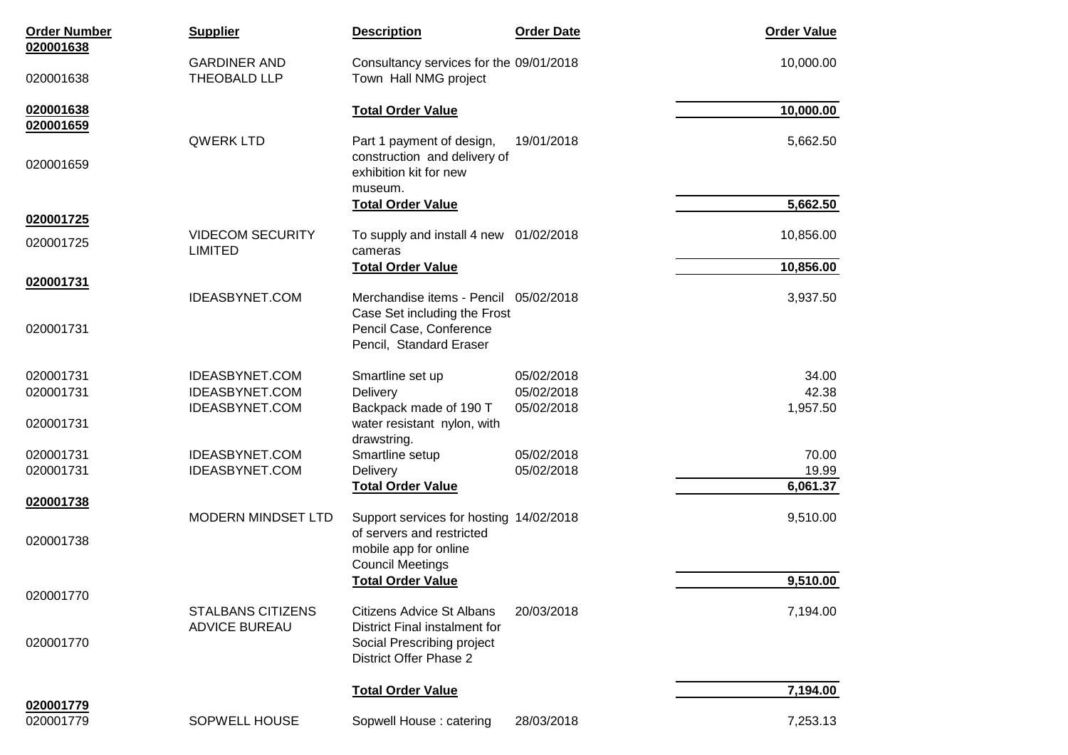| Order Number | Supplier | Description | Order Date | Order Value |
|---|---|---|---|---|
| **020001638** | | | | |
| 020001638 | GARDINER AND THEOBALD LLP | Consultancy services for the Town Hall NMG project | 09/01/2018 | 10,000.00 |
| **020001638** | | **Total Order Value** | | **10,000.00** |
| **020001659** | | | | |
| 020001659 | QWERK LTD | Part 1 payment of design, construction and delivery of exhibition kit for new museum. | 19/01/2018 | 5,662.50 |
| | | **Total Order Value** | | **5,662.50** |
| **020001725** | | | | |
| 020001725 | VIDECOM SECURITY LIMITED | To supply and install 4 new cameras | 01/02/2018 | 10,856.00 |
| | | **Total Order Value** | | **10,856.00** |
| **020001731** | | | | |
| 020001731 | IDEASBYNET.COM | Merchandise items - Pencil Case Set including the Frost Pencil Case, Conference Pencil, Standard Eraser | 05/02/2018 | 3,937.50 |
| 020001731 | IDEASBYNET.COM | Smartline set up | 05/02/2018 | 34.00 |
| 020001731 | IDEASBYNET.COM | Delivery | 05/02/2018 | 42.38 |
| 020001731 | IDEASBYNET.COM | Backpack made of 190 T water resistant nylon, with drawstring. | 05/02/2018 | 1,957.50 |
| 020001731 | IDEASBYNET.COM | Smartline setup | 05/02/2018 | 70.00 |
| 020001731 | IDEASBYNET.COM | Delivery | 05/02/2018 | 19.99 |
| | | **Total Order Value** | | **6,061.37** |
| **020001738** | | | | |
| 020001738 | MODERN MINDSET LTD | Support services for hosting of servers and restricted mobile app for online Council Meetings | 14/02/2018 | 9,510.00 |
| | | **Total Order Value** | | **9,510.00** |
| 020001770 | | | | |
| 020001770 | STALBANS CITIZENS ADVICE BUREAU | Citizens Advice St Albans District Final instalment for Social Prescribing project District Offer Phase 2 | 20/03/2018 | 7,194.00 |
| | | **Total Order Value** | | **7,194.00** |
| **020001779** | | | | |
| 020001779 | SOPWELL HOUSE | Sopwell House : catering | 28/03/2018 | 7,253.13 |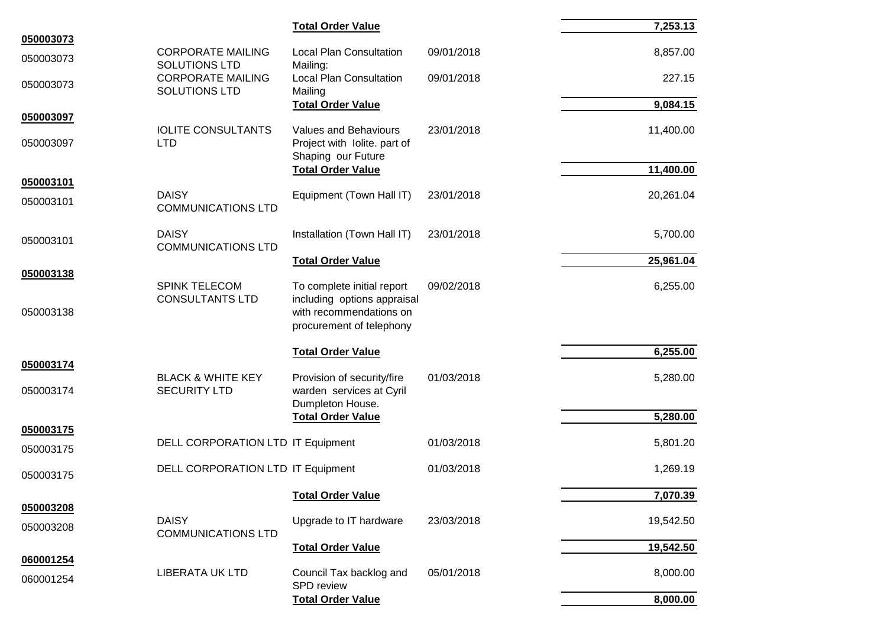| | | | | |
|---|---|---|---|---|
| | | **Total Order Value** | | **7,253.13** |
| **050003073** | | | | |
| 050003073 | CORPORATE MAILING SOLUTIONS LTD | Local Plan Consultation Mailing: | 09/01/2018 | 8,857.00 |
| 050003073 | CORPORATE MAILING SOLUTIONS LTD | Local Plan Consultation Mailing | 09/01/2018 | 227.15 |
| | | **Total Order Value** | | **9,084.15** |
| **050003097** | | | | |
| 050003097 | IOLITE CONSULTANTS LTD | Values and Behaviours Project with Iolite. part of Shaping our Future | 23/01/2018 | 11,400.00 |
| | | **Total Order Value** | | **11,400.00** |
| **050003101** | | | | |
| 050003101 | DAISY COMMUNICATIONS LTD | Equipment (Town Hall IT) | 23/01/2018 | 20,261.04 |
| 050003101 | DAISY COMMUNICATIONS LTD | Installation (Town Hall IT) | 23/01/2018 | 5,700.00 |
| | | **Total Order Value** | | **25,961.04** |
| **050003138** | | | | |
| 050003138 | SPINK TELECOM CONSULTANTS LTD | To complete initial report including options appraisal with recommendations on procurement of telephony | 09/02/2018 | 6,255.00 |
| | | **Total Order Value** | | **6,255.00** |
| **050003174** | | | | |
| 050003174 | BLACK & WHITE KEY SECURITY LTD | Provision of security/fire warden services at Cyril Dumpleton House. | 01/03/2018 | 5,280.00 |
| | | **Total Order Value** | | **5,280.00** |
| **050003175** | | | | |
| 050003175 | DELL CORPORATION LTD | IT Equipment | 01/03/2018 | 5,801.20 |
| 050003175 | DELL CORPORATION LTD | IT Equipment | 01/03/2018 | 1,269.19 |
| | | **Total Order Value** | | **7,070.39** |
| **050003208** | | | | |
| 050003208 | DAISY COMMUNICATIONS LTD | Upgrade to IT hardware | 23/03/2018 | 19,542.50 |
| | | **Total Order Value** | | **19,542.50** |
| **060001254** | | | | |
| 060001254 | LIBERATA UK LTD | Council Tax backlog and SPD review | 05/01/2018 | 8,000.00 |
| | | **Total Order Value** | | **8,000.00** |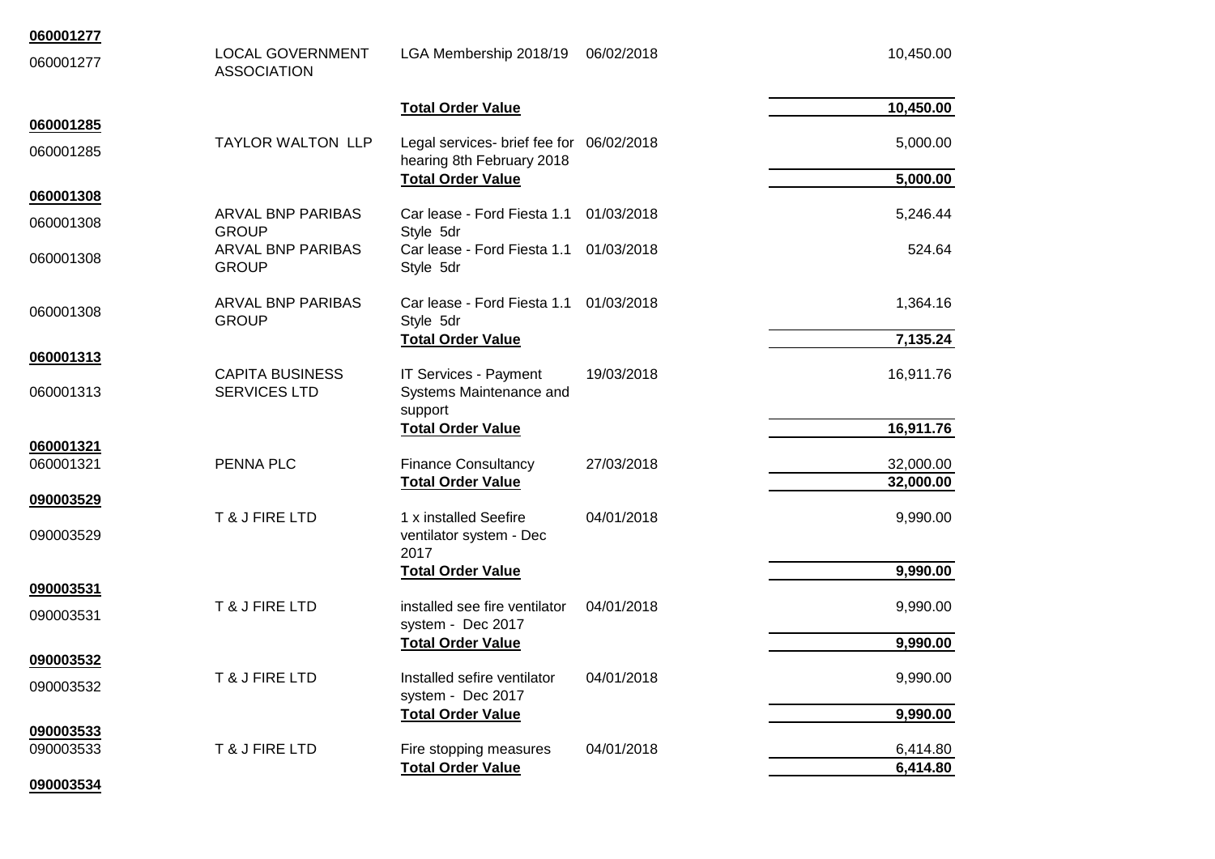| | | | | |
|---|---|---|---|---|
| **060001277** | | | | |
| 060001277 | LOCAL GOVERNMENT ASSOCIATION | LGA Membership 2018/19 | 06/02/2018 | 10,450.00 |
| | | **Total Order Value** | | **10,450.00** |
| **060001285** | | | | |
| 060001285 | TAYLOR WALTON LLP | Legal services- brief fee for hearing 8th February 2018 | 06/02/2018 | 5,000.00 |
| | | **Total Order Value** | | **5,000.00** |
| **060001308** | | | | |
| 060001308 | ARVAL BNP PARIBAS GROUP | Car lease - Ford Fiesta 1.1 Style 5dr | 01/03/2018 | 5,246.44 |
| 060001308 | ARVAL BNP PARIBAS GROUP | Car lease - Ford Fiesta 1.1 Style 5dr | 01/03/2018 | 524.64 |
| 060001308 | ARVAL BNP PARIBAS GROUP | Car lease - Ford Fiesta 1.1 Style 5dr | 01/03/2018 | 1,364.16 |
| | | **Total Order Value** | | **7,135.24** |
| **060001313** | | | | |
| 060001313 | CAPITA BUSINESS SERVICES LTD | IT Services - Payment Systems Maintenance and support | 19/03/2018 | 16,911.76 |
| | | **Total Order Value** | | **16,911.76** |
| **060001321** | | | | |
| 060001321 | PENNA PLC | Finance Consultancy | 27/03/2018 | 32,000.00 |
| | | **Total Order Value** | | **32,000.00** |
| **090003529** | | | | |
| 090003529 | T & J FIRE LTD | 1 x installed Seefire ventilator system - Dec 2017 | 04/01/2018 | 9,990.00 |
| | | **Total Order Value** | | **9,990.00** |
| **090003531** | | | | |
| 090003531 | T & J FIRE LTD | installed see fire ventilator system - Dec 2017 | 04/01/2018 | 9,990.00 |
| | | **Total Order Value** | | **9,990.00** |
| **090003532** | | | | |
| 090003532 | T & J FIRE LTD | Installed sefire ventilator system - Dec 2017 | 04/01/2018 | 9,990.00 |
| | | **Total Order Value** | | **9,990.00** |
| **090003533** | | | | |
| 090003533 | T & J FIRE LTD | Fire stopping measures | 04/01/2018 | 6,414.80 |
| | | **Total Order Value** | | **6,414.80** |
| **090003534** | | | | |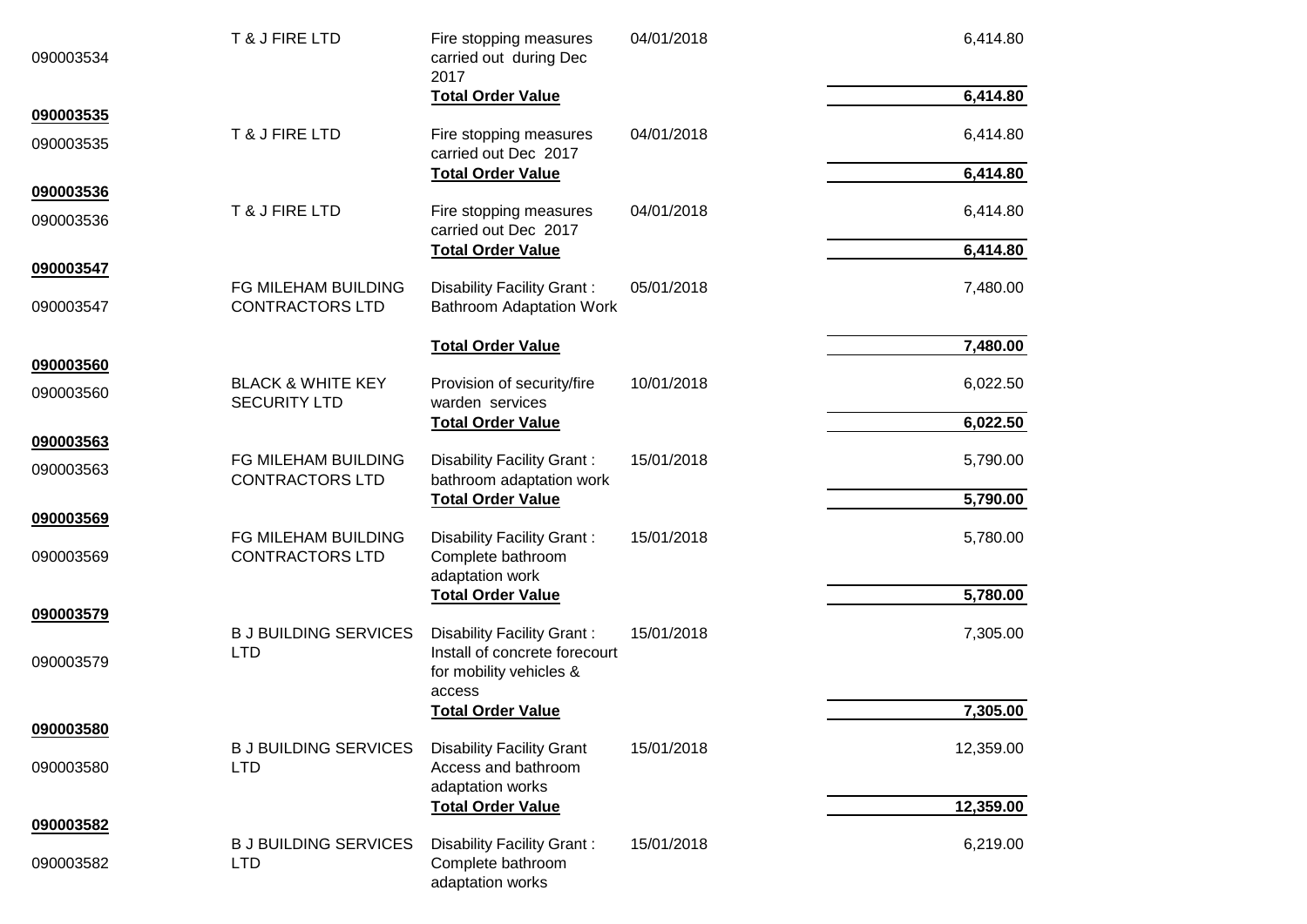| | | | | |
|---|---|---|---|---|
| 090003534 | T & J FIRE LTD | Fire stopping measures carried out during Dec 2017 | 04/01/2018 | 6,414.80 |
| | | **Total Order Value** | | **6,414.80** |
| **090003535** | | | | |
| 090003535 | T & J FIRE LTD | Fire stopping measures carried out Dec 2017 | 04/01/2018 | 6,414.80 |
| | | **Total Order Value** | | **6,414.80** |
| **090003536** | | | | |
| 090003536 | T & J FIRE LTD | Fire stopping measures carried out Dec 2017 | 04/01/2018 | 6,414.80 |
| | | **Total Order Value** | | **6,414.80** |
| **090003547** | | | | |
| 090003547 | FG MILEHAM BUILDING CONTRACTORS LTD | Disability Facility Grant : Bathroom Adaptation Work | 05/01/2018 | 7,480.00 |
| | | **Total Order Value** | | **7,480.00** |
| **090003560** | | | | |
| 090003560 | BLACK & WHITE KEY SECURITY LTD | Provision of security/fire warden services | 10/01/2018 | 6,022.50 |
| | | **Total Order Value** | | **6,022.50** |
| **090003563** | | | | |
| 090003563 | FG MILEHAM BUILDING CONTRACTORS LTD | Disability Facility Grant : bathroom adaptation work | 15/01/2018 | 5,790.00 |
| | | **Total Order Value** | | **5,790.00** |
| **090003569** | | | | |
| 090003569 | FG MILEHAM BUILDING CONTRACTORS LTD | Disability Facility Grant : Complete bathroom adaptation work | 15/01/2018 | 5,780.00 |
| | | **Total Order Value** | | **5,780.00** |
| **090003579** | | | | |
| 090003579 | B J BUILDING SERVICES LTD | Disability Facility Grant : Install of concrete forecourt for mobility vehicles & access | 15/01/2018 | 7,305.00 |
| | | **Total Order Value** | | **7,305.00** |
| **090003580** | | | | |
| 090003580 | B J BUILDING SERVICES LTD | Disability Facility Grant Access and bathroom adaptation works | 15/01/2018 | 12,359.00 |
| | | **Total Order Value** | | **12,359.00** |
| **090003582** | | | | |
| 090003582 | B J BUILDING SERVICES LTD | Disability Facility Grant : Complete bathroom adaptation works | 15/01/2018 | 6,219.00 |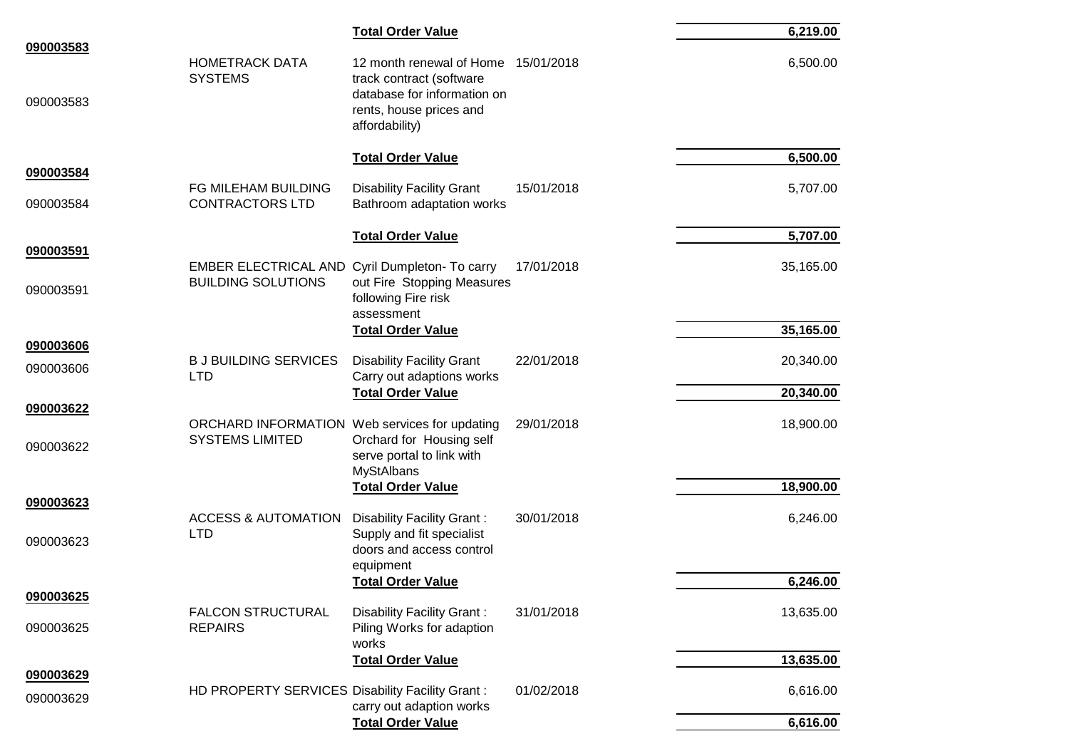| Order No | Supplier | Description | Date | Value |
|---|---|---|---|---|
| | | **Total Order Value** | | **6,219.00** |
| **090003583** | | | | |
| 090003583 | HOMETRACK DATA SYSTEMS | 12 month renewal of Home track contract (software database for information on rents, house prices and affordability) | 15/01/2018 | 6,500.00 |
| | | **Total Order Value** | | **6,500.00** |
| **090003584** | | | | |
| 090003584 | FG MILEHAM BUILDING CONTRACTORS LTD | Disability Facility Grant Bathroom adaptation works | 15/01/2018 | 5,707.00 |
| | | **Total Order Value** | | **5,707.00** |
| **090003591** | | | | |
| 090003591 | EMBER ELECTRICAL AND BUILDING SOLUTIONS | Cyril Dumpleton- To carry out Fire Stopping Measures following Fire risk assessment | 17/01/2018 | 35,165.00 |
| | | **Total Order Value** | | **35,165.00** |
| **090003606** | | | | |
| 090003606 | B J BUILDING SERVICES LTD | Disability Facility Grant Carry out adaptions works | 22/01/2018 | 20,340.00 |
| | | **Total Order Value** | | **20,340.00** |
| **090003622** | | | | |
| 090003622 | ORCHARD INFORMATION SYSTEMS LIMITED | Web services for updating Orchard for Housing self serve portal to link with MyStAlbans | 29/01/2018 | 18,900.00 |
| | | **Total Order Value** | | **18,900.00** |
| **090003623** | | | | |
| 090003623 | ACCESS & AUTOMATION LTD | Disability Facility Grant : Supply and fit specialist doors and access control equipment | 30/01/2018 | 6,246.00 |
| | | **Total Order Value** | | **6,246.00** |
| **090003625** | | | | |
| 090003625 | FALCON STRUCTURAL REPAIRS | Disability Facility Grant : Piling Works for adaption works | 31/01/2018 | 13,635.00 |
| | | **Total Order Value** | | **13,635.00** |
| **090003629** | | | | |
| 090003629 | HD PROPERTY SERVICES | Disability Facility Grant : carry out adaption works | 01/02/2018 | 6,616.00 |
| | | **Total Order Value** | | **6,616.00** |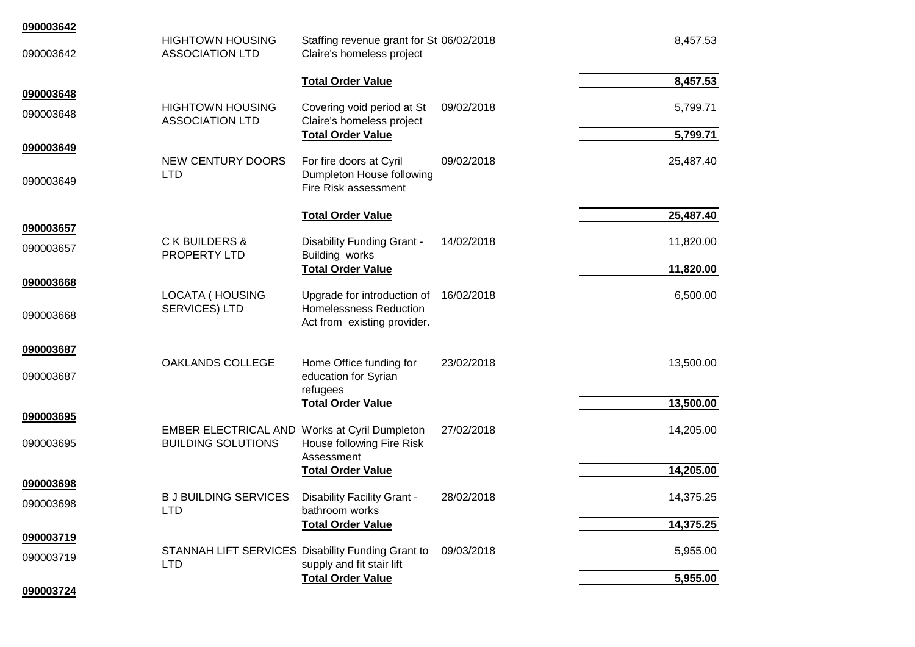| Order No | Supplier | Description | Date | Value |
|---|---|---|---|---|
| **090003642** | | | | |
| 090003642 | HIGHTOWN HOUSING ASSOCIATION LTD | Staffing revenue grant for St Claire's homeless project | 06/02/2018 | 8,457.53 |
| | | **Total Order Value** | | **8,457.53** |
| **090003648** | | | | |
| 090003648 | HIGHTOWN HOUSING ASSOCIATION LTD | Covering void period at St Claire's homeless project | 09/02/2018 | 5,799.71 |
| | | **Total Order Value** | | **5,799.71** |
| **090003649** | | | | |
| 090003649 | NEW CENTURY DOORS LTD | For fire doors at Cyril Dumpleton House following Fire Risk assessment | 09/02/2018 | 25,487.40 |
| | | **Total Order Value** | | **25,487.40** |
| **090003657** | | | | |
| 090003657 | C K BUILDERS & PROPERTY LTD | Disability Funding Grant - Building works | 14/02/2018 | 11,820.00 |
| | | **Total Order Value** | | **11,820.00** |
| **090003668** | | | | |
| 090003668 | LOCATA ( HOUSING SERVICES) LTD | Upgrade for introduction of Homelessness Reduction Act from existing provider. | 16/02/2018 | 6,500.00 |
| **090003687** | | | | |
| 090003687 | OAKLANDS COLLEGE | Home Office funding for education for Syrian refugees | 23/02/2018 | 13,500.00 |
| | | **Total Order Value** | | **13,500.00** |
| **090003695** | | | | |
| 090003695 | EMBER ELECTRICAL AND BUILDING SOLUTIONS | Works at Cyril Dumpleton House following Fire Risk Assessment | 27/02/2018 | 14,205.00 |
| | | **Total Order Value** | | **14,205.00** |
| **090003698** | | | | |
| 090003698 | B J BUILDING SERVICES LTD | Disability Facility Grant - bathroom works | 28/02/2018 | 14,375.25 |
| | | **Total Order Value** | | **14,375.25** |
| **090003719** | | | | |
| 090003719 | STANNAH LIFT SERVICES LTD | Disability Funding Grant to supply and fit stair lift | 09/03/2018 | 5,955.00 |
| | | **Total Order Value** | | **5,955.00** |
| **090003724** | | | | |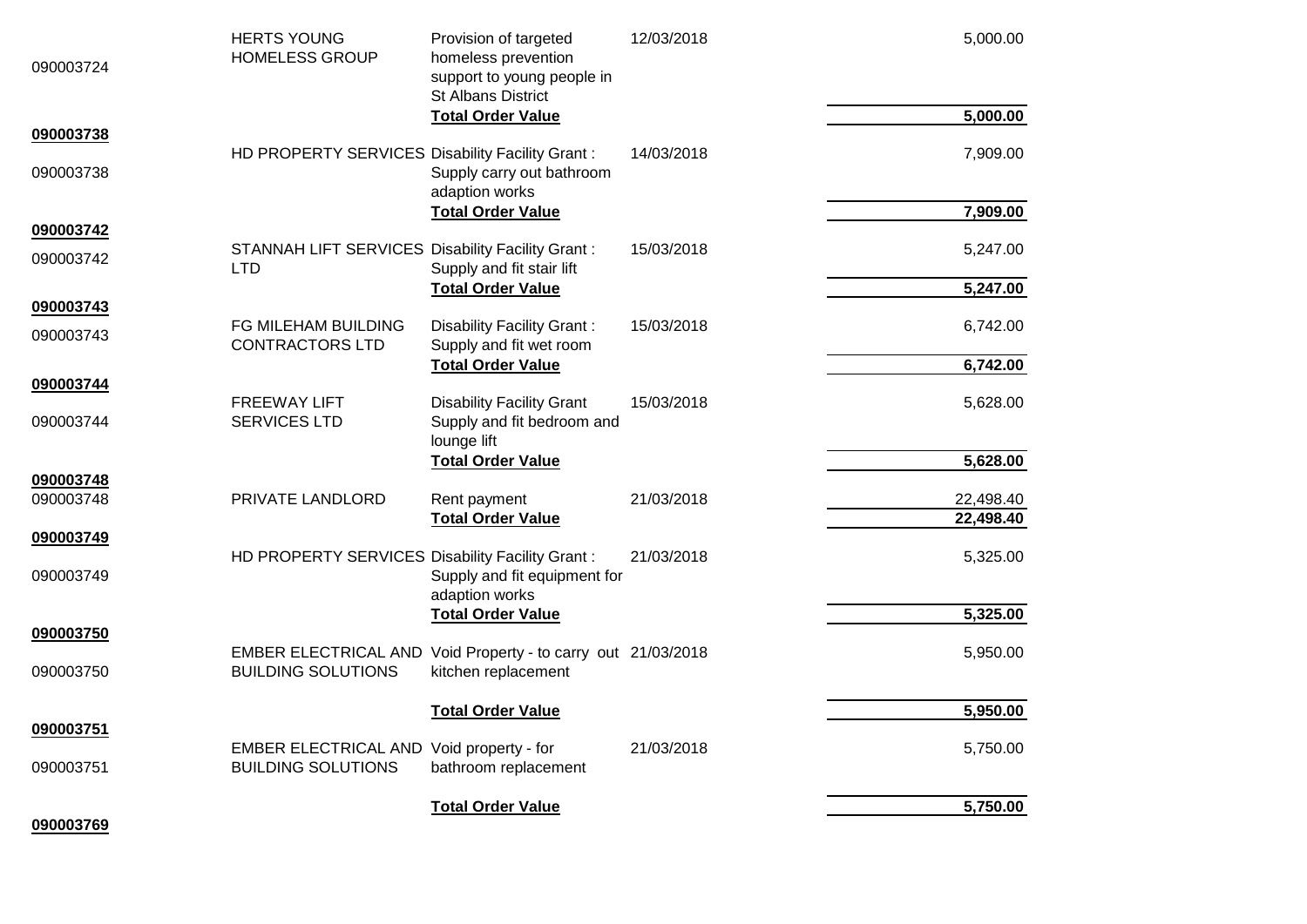| | | | | |
|---|---|---|---|---|
| 090003724 | HERTS YOUNG HOMELESS GROUP | Provision of targeted homeless prevention support to young people in St Albans District | 12/03/2018 | 5,000.00 |
| | | **Total Order Value** | | **5,000.00** |
| **090003738** | | | | |
| 090003738 | HD PROPERTY SERVICES | Disability Facility Grant : Supply carry out bathroom adaption works | 14/03/2018 | 7,909.00 |
| | | **Total Order Value** | | **7,909.00** |
| **090003742** | | | | |
| 090003742 | STANNAH LIFT SERVICES LTD | Disability Facility Grant : Supply and fit stair lift | 15/03/2018 | 5,247.00 |
| | | **Total Order Value** | | **5,247.00** |
| **090003743** | | | | |
| 090003743 | FG MILEHAM BUILDING CONTRACTORS LTD | Disability Facility Grant : Supply and fit wet room | 15/03/2018 | 6,742.00 |
| | | **Total Order Value** | | **6,742.00** |
| **090003744** | | | | |
| 090003744 | FREEWAY LIFT SERVICES LTD | Disability Facility Grant Supply and fit bedroom and lounge lift | 15/03/2018 | 5,628.00 |
| | | **Total Order Value** | | **5,628.00** |
| **090003748** | | | | |
| 090003748 | PRIVATE LANDLORD | Rent payment | 21/03/2018 | 22,498.40 |
| | | **Total Order Value** | | **22,498.40** |
| **090003749** | | | | |
| 090003749 | HD PROPERTY SERVICES | Disability Facility Grant : Supply and fit equipment for adaption works | 21/03/2018 | 5,325.00 |
| | | **Total Order Value** | | **5,325.00** |
| **090003750** | | | | |
| 090003750 | EMBER ELECTRICAL AND BUILDING SOLUTIONS | Void Property - to carry out kitchen replacement | 21/03/2018 | 5,950.00 |
| | | **Total Order Value** | | **5,950.00** |
| **090003751** | | | | |
| 090003751 | EMBER ELECTRICAL AND BUILDING SOLUTIONS | Void property - for bathroom replacement | 21/03/2018 | 5,750.00 |
| | | **Total Order Value** | | **5,750.00** |
| **090003769** | | | | |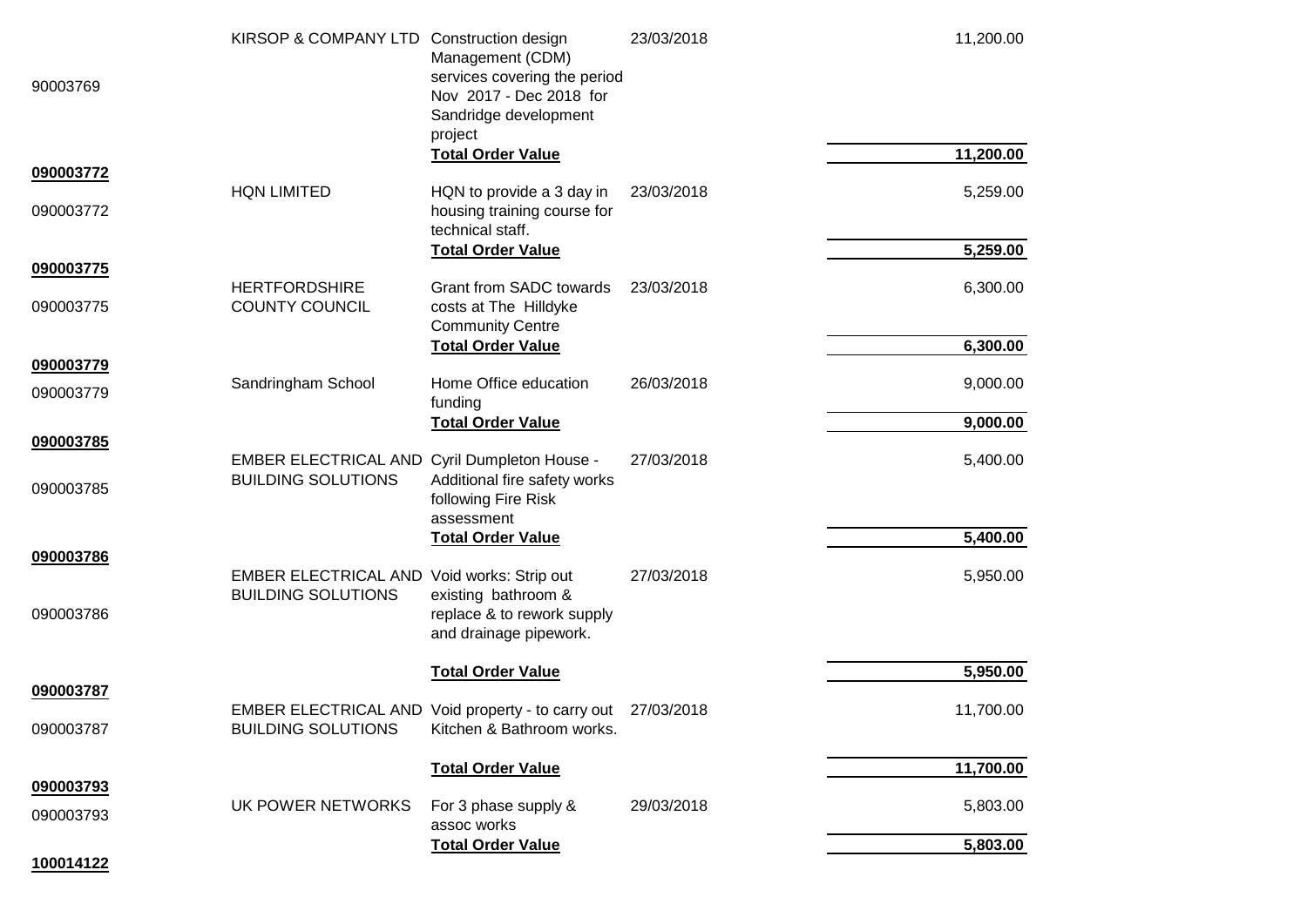| | | | | |
|---|---|---|---|---|
| 90003769 | KIRSOP & COMPANY LTD | Construction design Management (CDM) services covering the period Nov 2017 - Dec 2018 for Sandridge development project | 23/03/2018 | 11,200.00 |
| | | **Total Order Value** | | **11,200.00** |
| **090003772** | | | | |
| 090003772 | HQN LIMITED | HQN to provide a 3 day in housing training course for technical staff. | 23/03/2018 | 5,259.00 |
| | | **Total Order Value** | | **5,259.00** |
| **090003775** | | | | |
| 090003775 | HERTFORDSHIRE COUNTY COUNCIL | Grant from SADC towards costs at The Hilldyke Community Centre | 23/03/2018 | 6,300.00 |
| | | **Total Order Value** | | **6,300.00** |
| **090003779** | | | | |
| 090003779 | Sandringham School | Home Office education funding | 26/03/2018 | 9,000.00 |
| | | **Total Order Value** | | **9,000.00** |
| **090003785** | | | | |
| 090003785 | EMBER ELECTRICAL AND BUILDING SOLUTIONS | Cyril Dumpleton House - Additional fire safety works following Fire Risk assessment | 27/03/2018 | 5,400.00 |
| | | **Total Order Value** | | **5,400.00** |
| **090003786** | | | | |
| 090003786 | EMBER ELECTRICAL AND BUILDING SOLUTIONS | Void works: Strip out existing bathroom & replace & to rework supply and drainage pipework. | 27/03/2018 | 5,950.00 |
| | | **Total Order Value** | | **5,950.00** |
| **090003787** | | | | |
| 090003787 | EMBER ELECTRICAL AND BUILDING SOLUTIONS | Void property - to carry out Kitchen & Bathroom works. | 27/03/2018 | 11,700.00 |
| | | **Total Order Value** | | **11,700.00** |
| **090003793** | | | | |
| 090003793 | UK POWER NETWORKS | For 3 phase supply & assoc works | 29/03/2018 | 5,803.00 |
| | | **Total Order Value** | | **5,803.00** |
| **100014122** | | | | |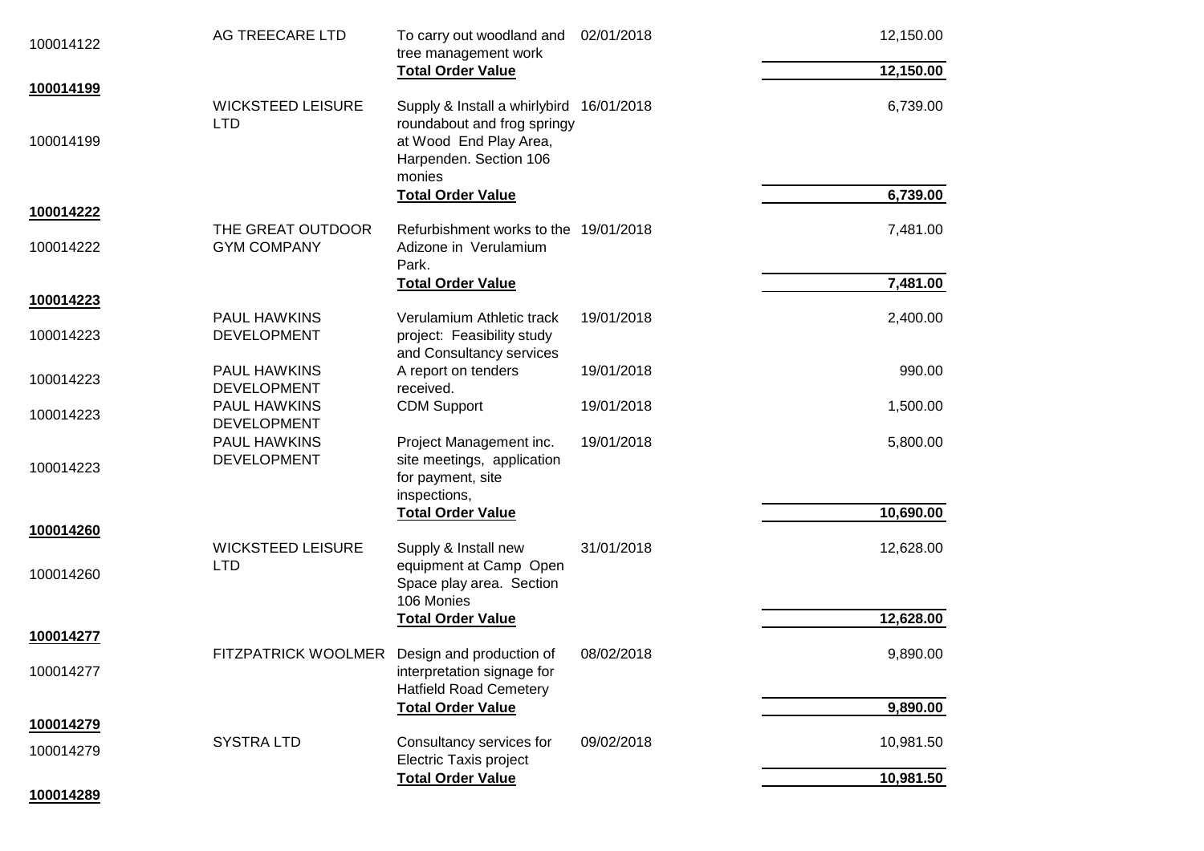| | | | | |
|---|---|---|---|---|
| 100014122 | AG TREECARE LTD | To carry out woodland and tree management work | 02/01/2018 | 12,150.00 |
| | | **Total Order Value** | | **12,150.00** |
| **100014199** | | | | |
| 100014199 | WICKSTEED LEISURE LTD | Supply & Install a whirlybird roundabout and frog springy at Wood End Play Area, Harpenden. Section 106 monies | 16/01/2018 | 6,739.00 |
| | | **Total Order Value** | | **6,739.00** |
| **100014222** | | | | |
| 100014222 | THE GREAT OUTDOOR GYM COMPANY | Refurbishment works to the Adizone in Verulamium Park. | 19/01/2018 | 7,481.00 |
| | | **Total Order Value** | | **7,481.00** |
| **100014223** | | | | |
| 100014223 | PAUL HAWKINS DEVELOPMENT | Verulamium Athletic track project: Feasibility study and Consultancy services | 19/01/2018 | 2,400.00 |
| 100014223 | PAUL HAWKINS DEVELOPMENT | A report on tenders received. | 19/01/2018 | 990.00 |
| 100014223 | PAUL HAWKINS DEVELOPMENT | CDM Support | 19/01/2018 | 1,500.00 |
| 100014223 | PAUL HAWKINS DEVELOPMENT | Project Management inc. site meetings, application for payment, site inspections, | 19/01/2018 | 5,800.00 |
| | | **Total Order Value** | | **10,690.00** |
| **100014260** | | | | |
| 100014260 | WICKSTEED LEISURE LTD | Supply & Install new equipment at Camp Open Space play area. Section 106 Monies | 31/01/2018 | 12,628.00 |
| | | **Total Order Value** | | **12,628.00** |
| **100014277** | | | | |
| 100014277 | FITZPATRICK WOOLMER | Design and production of interpretation signage for Hatfield Road Cemetery | 08/02/2018 | 9,890.00 |
| | | **Total Order Value** | | **9,890.00** |
| **100014279** | | | | |
| 100014279 | SYSTRA LTD | Consultancy services for Electric Taxis project | 09/02/2018 | 10,981.50 |
| | | **Total Order Value** | | **10,981.50** |
| **100014289** | | | | |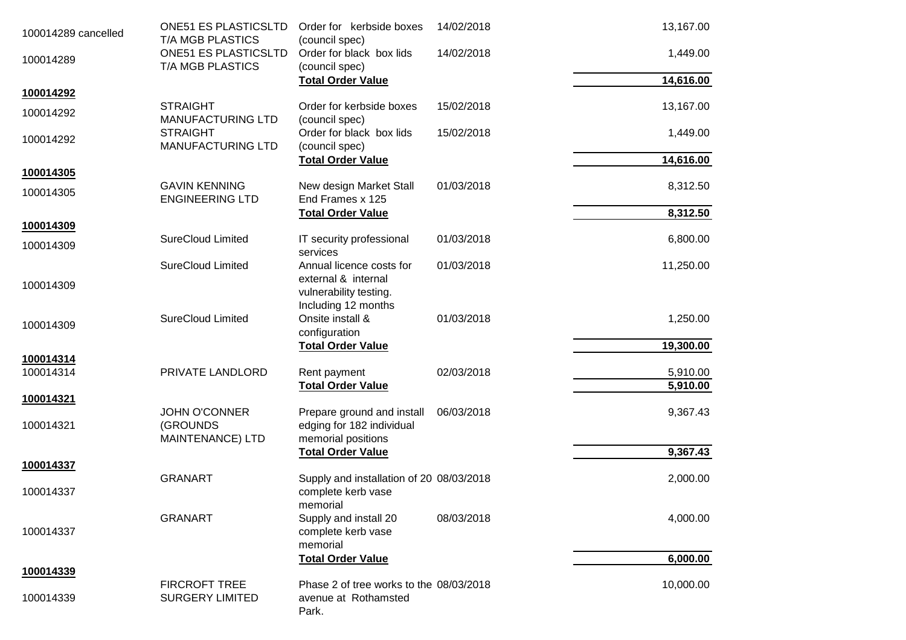| | | | | |
|---|---|---|---|---|
| 100014289 cancelled | ONE51 ES PLASTICSLTD T/A MGB PLASTICS | Order for kerbside boxes (council spec) | 14/02/2018 | 13,167.00 |
| 100014289 | ONE51 ES PLASTICSLTD T/A MGB PLASTICS | Order for black box lids (council spec) | 14/02/2018 | 1,449.00 |
| | | **Total Order Value** | | **14,616.00** |
| **100014292** | | | | |
| 100014292 | STRAIGHT MANUFACTURING LTD | Order for kerbside boxes (council spec) | 15/02/2018 | 13,167.00 |
| 100014292 | STRAIGHT MANUFACTURING LTD | Order for black box lids (council spec) | 15/02/2018 | 1,449.00 |
| | | **Total Order Value** | | **14,616.00** |
| **100014305** | | | | |
| 100014305 | GAVIN KENNING ENGINEERING LTD | New design Market Stall End Frames x 125 | 01/03/2018 | 8,312.50 |
| | | **Total Order Value** | | **8,312.50** |
| **100014309** | | | | |
| 100014309 | SureCloud Limited | IT security professional services | 01/03/2018 | 6,800.00 |
| 100014309 | SureCloud Limited | Annual licence costs for external & internal vulnerability testing. Including 12 months | 01/03/2018 | 11,250.00 |
| 100014309 | SureCloud Limited | Onsite install & configuration | 01/03/2018 | 1,250.00 |
| | | **Total Order Value** | | **19,300.00** |
| **100014314** | | | | |
| 100014314 | PRIVATE LANDLORD | Rent payment | 02/03/2018 | 5,910.00 |
| | | **Total Order Value** | | **5,910.00** |
| **100014321** | | | | |
| 100014321 | JOHN O'CONNER (GROUNDS MAINTENANCE) LTD | Prepare ground and install edging for 182 individual memorial positions | 06/03/2018 | 9,367.43 |
| | | **Total Order Value** | | **9,367.43** |
| **100014337** | | | | |
| 100014337 | GRANART | Supply and installation of 20 complete kerb vase memorial | 08/03/2018 | 2,000.00 |
| 100014337 | GRANART | Supply and install 20 complete kerb vase memorial | 08/03/2018 | 4,000.00 |
| | | **Total Order Value** | | **6,000.00** |
| **100014339** | | | | |
| 100014339 | FIRCROFT TREE SURGERY LIMITED | Phase 2 of tree works to the avenue at Rothamsted Park. | 08/03/2018 | 10,000.00 |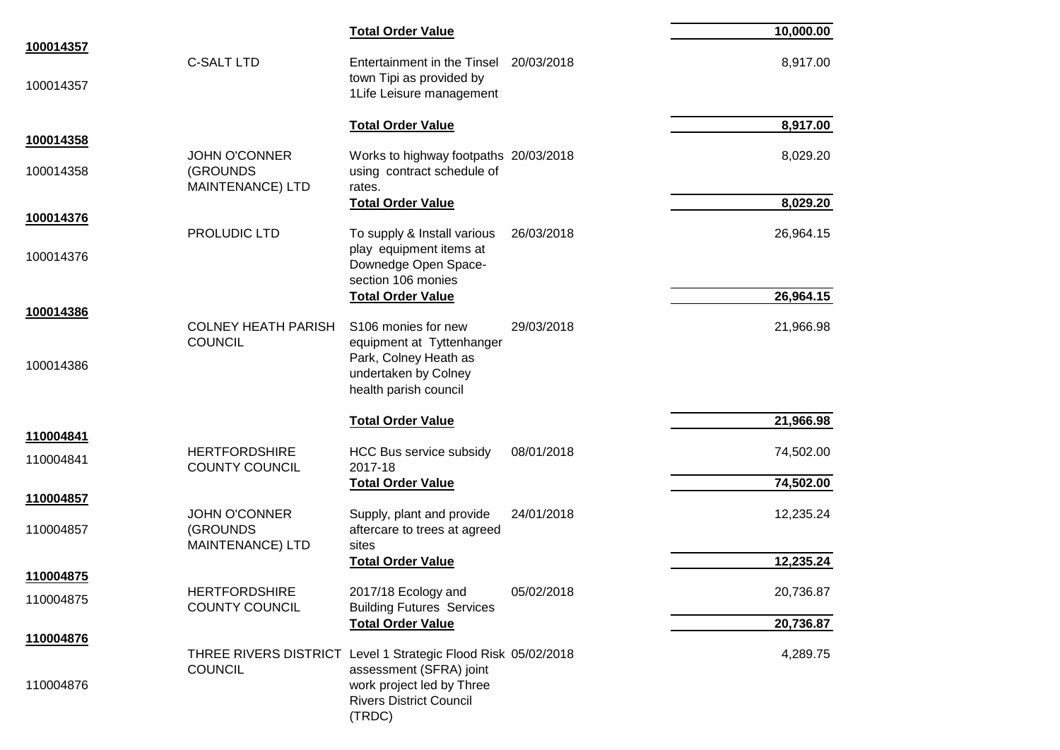| | | | | |
|---|---|---|---|---|
| | | **Total Order Value** | | **10,000.00** |
| **100014357** | | | | |
| 100014357 | C-SALT LTD | Entertainment in the Tinsel town Tipi as provided by 1Life Leisure management | 20/03/2018 | 8,917.00 |
| | | **Total Order Value** | | **8,917.00** |
| **100014358** | | | | |
| 100014358 | JOHN O'CONNER (GROUNDS MAINTENANCE) LTD | Works to highway footpaths using contract schedule of rates. | 20/03/2018 | 8,029.20 |
| | | **Total Order Value** | | **8,029.20** |
| **100014376** | | | | |
| 100014376 | PROLUDIC LTD | To supply & Install various play equipment items at Downedge Open Space- section 106 monies | 26/03/2018 | 26,964.15 |
| | | **Total Order Value** | | **26,964.15** |
| **100014386** | | | | |
| 100014386 | COLNEY HEATH PARISH COUNCIL | S106 monies for new equipment at Tyttenhanger Park, Colney Heath as undertaken by Colney health parish council | 29/03/2018 | 21,966.98 |
| | | **Total Order Value** | | **21,966.98** |
| **110004841** | | | | |
| 110004841 | HERTFORDSHIRE COUNTY COUNCIL | HCC Bus service subsidy 2017-18 | 08/01/2018 | 74,502.00 |
| | | **Total Order Value** | | **74,502.00** |
| **110004857** | | | | |
| 110004857 | JOHN O'CONNER (GROUNDS MAINTENANCE) LTD | Supply, plant and provide aftercare to trees at agreed sites | 24/01/2018 | 12,235.24 |
| | | **Total Order Value** | | **12,235.24** |
| **110004875** | | | | |
| 110004875 | HERTFORDSHIRE COUNTY COUNCIL | 2017/18 Ecology and Building Futures Services | 05/02/2018 | 20,736.87 |
| | | **Total Order Value** | | **20,736.87** |
| **110004876** | | | | |
| 110004876 | THREE RIVERS DISTRICT COUNCIL | Level 1 Strategic Flood Risk assessment (SFRA) joint work project led by Three Rivers District Council (TRDC) | 05/02/2018 | 4,289.75 |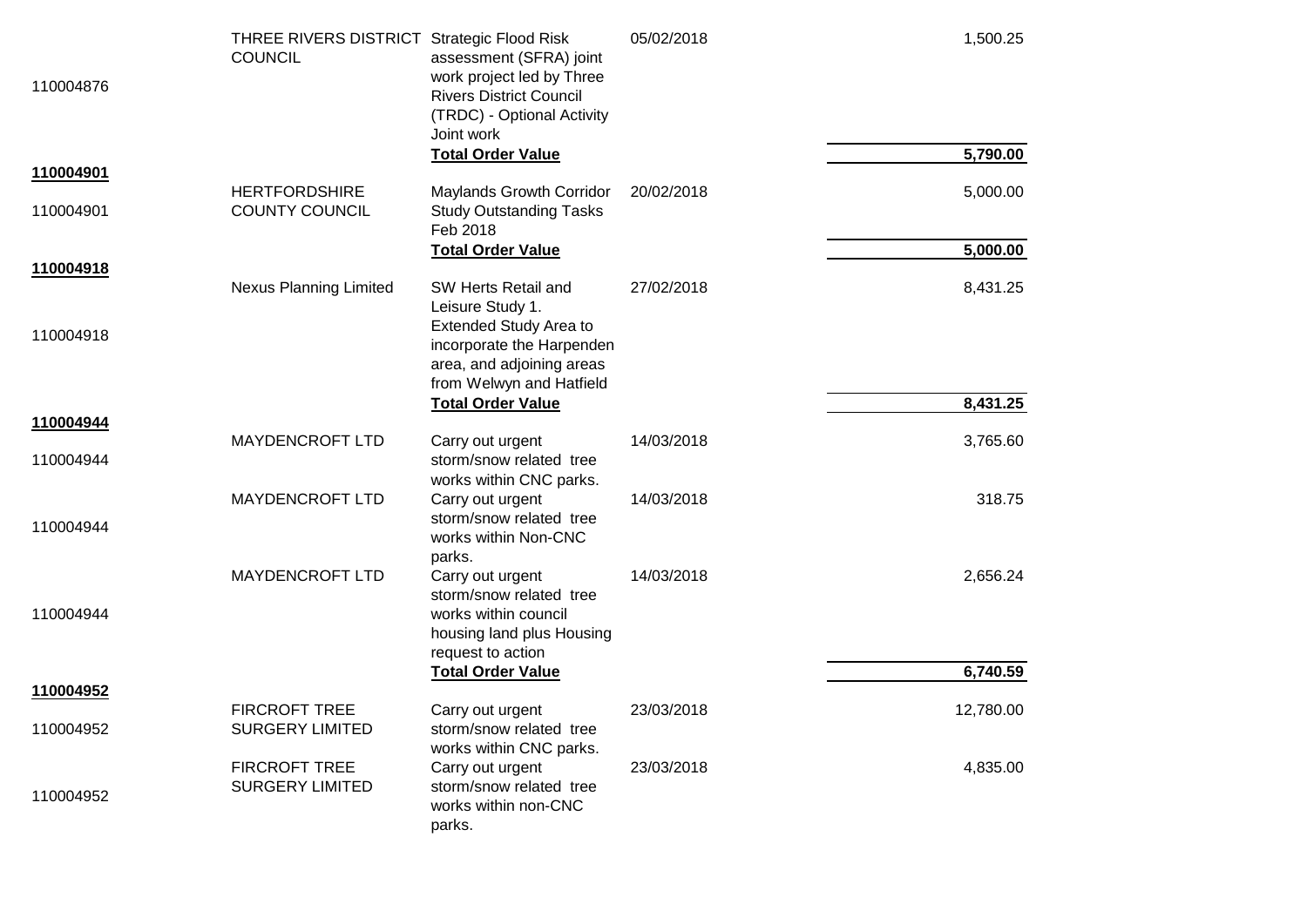| | | | | |
|---|---|---|---|---|
| 110004876 | THREE RIVERS DISTRICT COUNCIL | Strategic Flood Risk assessment (SFRA) joint work project led by Three Rivers District Council (TRDC) - Optional Activity Joint work | 05/02/2018 | 1,500.25 |
| | | **Total Order Value** | | **5,790.00** |
| **110004901** | | | | |
| 110004901 | HERTFORDSHIRE COUNTY COUNCIL | Maylands Growth Corridor Study Outstanding Tasks Feb 2018 | 20/02/2018 | 5,000.00 |
| | | **Total Order Value** | | **5,000.00** |
| **110004918** | | | | |
| 110004918 | Nexus Planning Limited | SW Herts Retail and Leisure Study 1. Extended Study Area to incorporate the Harpenden area, and adjoining areas from Welwyn and Hatfield | 27/02/2018 | 8,431.25 |
| | | **Total Order Value** | | **8,431.25** |
| **110004944** | | | | |
| 110004944 | MAYDENCROFT LTD | Carry out urgent storm/snow related tree works within CNC parks. | 14/03/2018 | 3,765.60 |
| 110004944 | MAYDENCROFT LTD | Carry out urgent storm/snow related tree works within Non-CNC parks. | 14/03/2018 | 318.75 |
| 110004944 | MAYDENCROFT LTD | Carry out urgent storm/snow related tree works within council housing land plus Housing request to action | 14/03/2018 | 2,656.24 |
| | | **Total Order Value** | | **6,740.59** |
| **110004952** | | | | |
| 110004952 | FIRCROFT TREE SURGERY LIMITED | Carry out urgent storm/snow related tree works within CNC parks. | 23/03/2018 | 12,780.00 |
| 110004952 | FIRCROFT TREE SURGERY LIMITED | Carry out urgent storm/snow related tree works within non-CNC parks. | 23/03/2018 | 4,835.00 |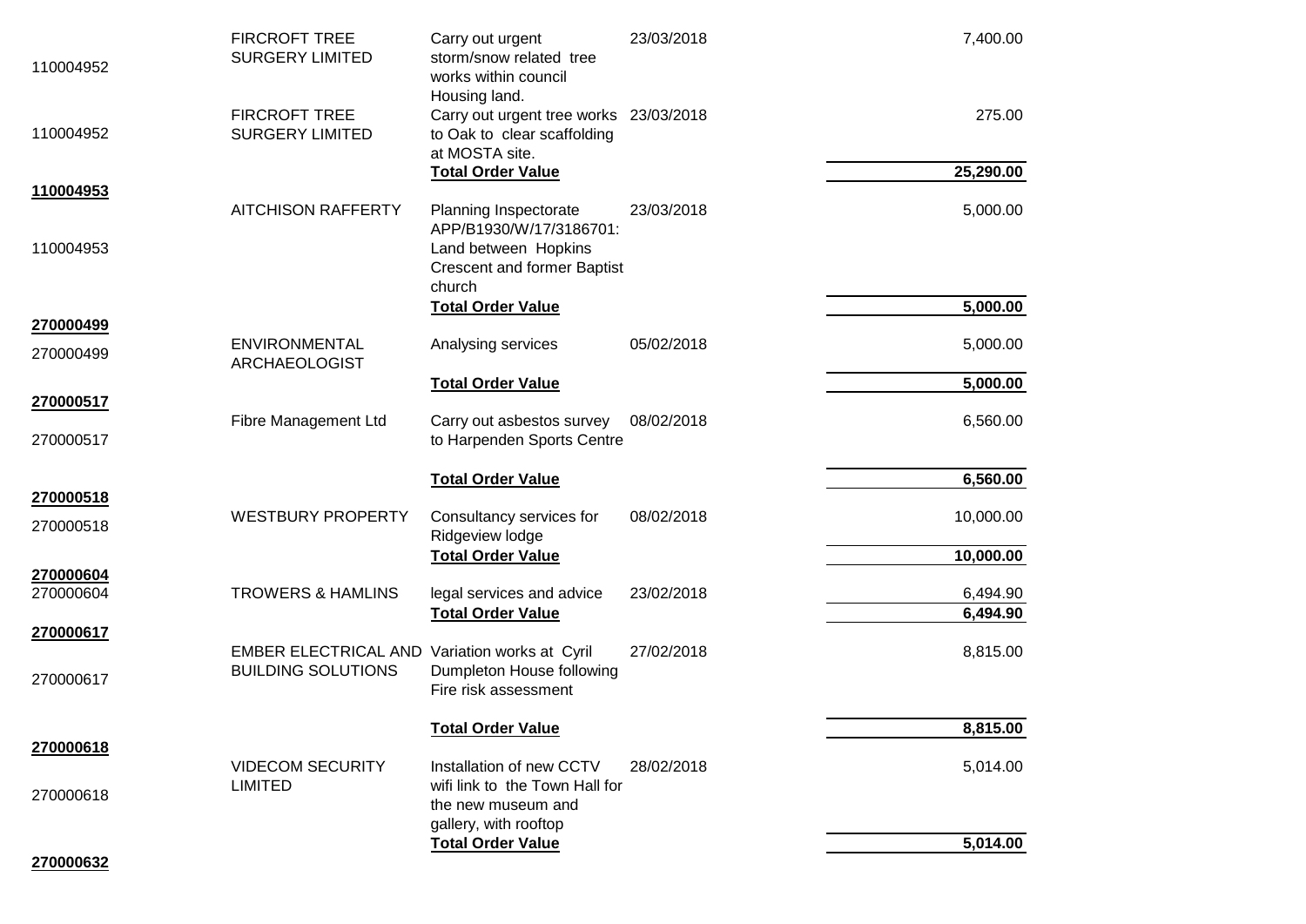| | | | | |
|---|---|---|---|---|
| 110004952 | FIRCROFT TREE SURGERY LIMITED | Carry out urgent storm/snow related tree works within council Housing land. | 23/03/2018 | 7,400.00 |
| 110004952 | FIRCROFT TREE SURGERY LIMITED | Carry out urgent tree works to Oak to clear scaffolding at MOSTA site. | 23/03/2018 | 275.00 |
| | | **Total Order Value** | | **25,290.00** |
| **110004953** | | | | |
| 110004953 | AITCHISON RAFFERTY | Planning Inspectorate APP/B1930/W/17/3186701: Land between Hopkins Crescent and former Baptist church | 23/03/2018 | 5,000.00 |
| | | **Total Order Value** | | **5,000.00** |
| **270000499** | | | | |
| 270000499 | ENVIRONMENTAL ARCHAEOLOGIST | Analysing services | 05/02/2018 | 5,000.00 |
| | | **Total Order Value** | | **5,000.00** |
| **270000517** | | | | |
| 270000517 | Fibre Management Ltd | Carry out asbestos survey to Harpenden Sports Centre | 08/02/2018 | 6,560.00 |
| | | **Total Order Value** | | **6,560.00** |
| **270000518** | | | | |
| 270000518 | WESTBURY PROPERTY | Consultancy services for Ridgeview lodge | 08/02/2018 | 10,000.00 |
| | | **Total Order Value** | | **10,000.00** |
| **270000604** | | | | |
| 270000604 | TROWERS & HAMLINS | legal services and advice | 23/02/2018 | 6,494.90 |
| | | **Total Order Value** | | **6,494.90** |
| **270000617** | | | | |
| 270000617 | EMBER ELECTRICAL AND BUILDING SOLUTIONS | Variation works at Cyril Dumpleton House following Fire risk assessment | 27/02/2018 | 8,815.00 |
| | | **Total Order Value** | | **8,815.00** |
| **270000618** | | | | |
| 270000618 | VIDECOM SECURITY LIMITED | Installation of new CCTV wifi link to the Town Hall for the new museum and gallery, with rooftop | 28/02/2018 | 5,014.00 |
| | | **Total Order Value** | | **5,014.00** |
| **270000632** | | | | |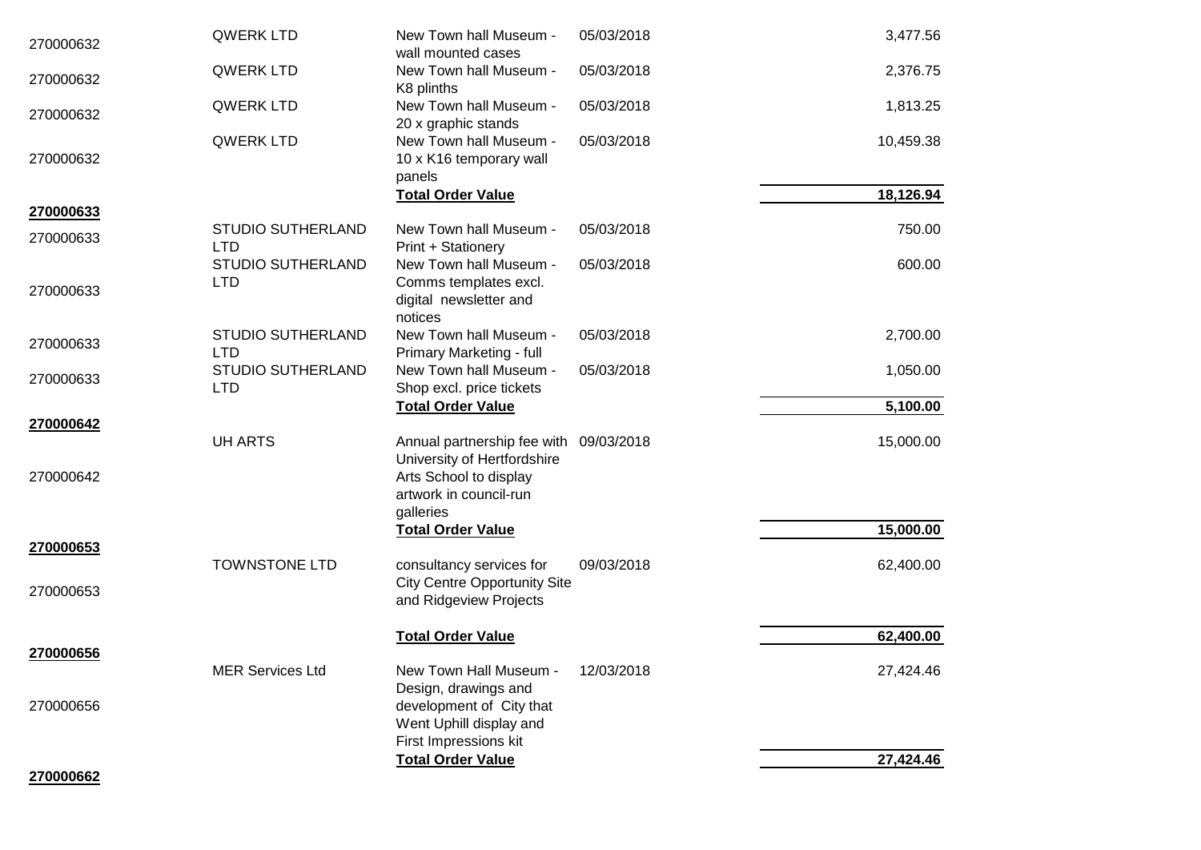| | | | | |
|---|---|---|---|---|
| 270000632 | QWERK LTD | New Town hall Museum - wall mounted cases | 05/03/2018 | 3,477.56 |
| 270000632 | QWERK LTD | New Town hall Museum - K8 plinths | 05/03/2018 | 2,376.75 |
| 270000632 | QWERK LTD | New Town hall Museum - 20 x graphic stands | 05/03/2018 | 1,813.25 |
| 270000632 | QWERK LTD | New Town hall Museum - 10 x K16 temporary wall panels | 05/03/2018 | 10,459.38 |
| | | **Total Order Value** | | **18,126.94** |
| **270000633** | | | | |
| 270000633 | STUDIO SUTHERLAND LTD | New Town hall Museum - Print + Stationery | 05/03/2018 | 750.00 |
| 270000633 | STUDIO SUTHERLAND LTD | New Town hall Museum - Comms templates excl. digital newsletter and notices | 05/03/2018 | 600.00 |
| 270000633 | STUDIO SUTHERLAND LTD | New Town hall Museum - Primary Marketing - full | 05/03/2018 | 2,700.00 |
| 270000633 | STUDIO SUTHERLAND LTD | New Town hall Museum - Shop excl. price tickets | 05/03/2018 | 1,050.00 |
| | | **Total Order Value** | | **5,100.00** |
| **270000642** | | | | |
| 270000642 | UH ARTS | Annual partnership fee with University of Hertfordshire Arts School to display artwork in council-run galleries | 09/03/2018 | 15,000.00 |
| | | **Total Order Value** | | **15,000.00** |
| **270000653** | | | | |
| 270000653 | TOWNSTONE LTD | consultancy services for City Centre Opportunity Site and Ridgeview Projects | 09/03/2018 | 62,400.00 |
| | | **Total Order Value** | | **62,400.00** |
| **270000656** | | | | |
| 270000656 | MER Services Ltd | New Town Hall Museum - Design, drawings and development of City that Went Uphill display and First Impressions kit | 12/03/2018 | 27,424.46 |
| | | **Total Order Value** | | **27,424.46** |
| **270000662** | | | | |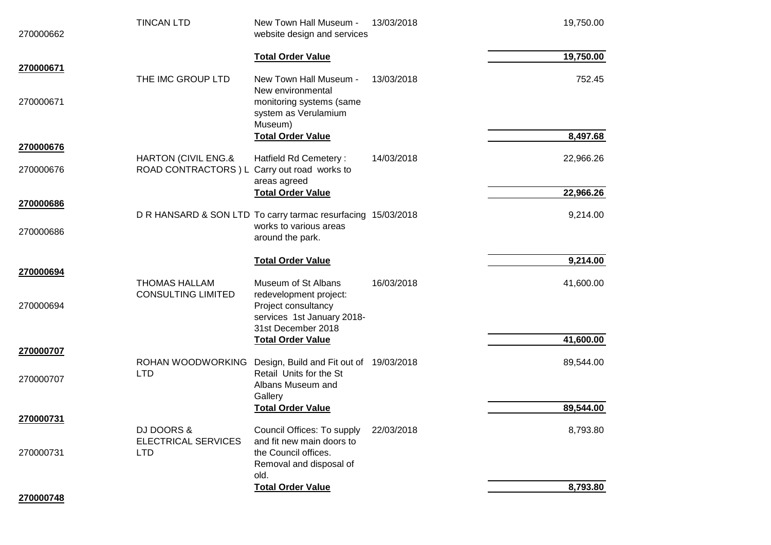| | | | | |
|---|---|---|---|---|
| 270000662 | TINCAN LTD | New Town Hall Museum - website design and services | 13/03/2018 | 19,750.00 |
| | | **Total Order Value** | | **19,750.00** |
| **270000671** | | | | |
| 270000671 | THE IMC GROUP LTD | New Town Hall Museum - New environmental monitoring systems (same system as Verulamium Museum) | 13/03/2018 | 752.45 |
| | | **Total Order Value** | | **8,497.68** |
| **270000676** | | | | |
| 270000676 | HARTON (CIVIL ENG.& ROAD CONTRACTORS ) L | Hatfield Rd Cemetery : Carry out road works to areas agreed | 14/03/2018 | 22,966.26 |
| | | **Total Order Value** | | **22,966.26** |
| **270000686** | | | | |
| 270000686 | D R HANSARD & SON LTD | To carry tarmac resurfacing works to various areas around the park. | 15/03/2018 | 9,214.00 |
| | | **Total Order Value** | | **9,214.00** |
| **270000694** | | | | |
| 270000694 | THOMAS HALLAM CONSULTING LIMITED | Museum of St Albans redevelopment project: Project consultancy services 1st January 2018-31st December 2018 | 16/03/2018 | 41,600.00 |
| | | **Total Order Value** | | **41,600.00** |
| **270000707** | | | | |
| 270000707 | ROHAN WOODWORKING LTD | Design, Build and Fit out of Retail Units for the St Albans Museum and Gallery | 19/03/2018 | 89,544.00 |
| | | **Total Order Value** | | **89,544.00** |
| **270000731** | | | | |
| 270000731 | DJ DOORS & ELECTRICAL SERVICES LTD | Council Offices: To supply and fit new main doors to the Council offices. Removal and disposal of old. | 22/03/2018 | 8,793.80 |
| | | **Total Order Value** | | **8,793.80** |
| **270000748** | | | | |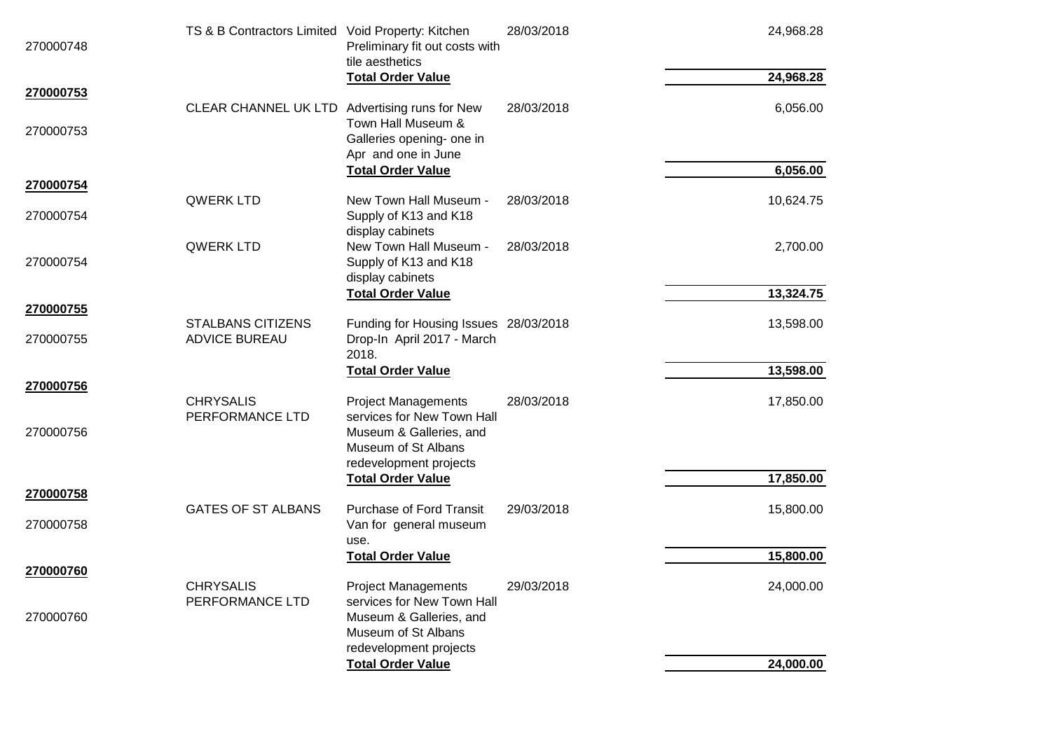| | | | | |
|---|---|---|---|---|
| 270000748 | TS & B Contractors Limited | Void Property: Kitchen Preliminary fit out costs with tile aesthetics | 28/03/2018 | 24,968.28 |
| | | **Total Order Value** | | **24,968.28** |
| **270000753** | | | | |
| 270000753 | CLEAR CHANNEL UK LTD | Advertising runs for New Town Hall Museum & Galleries opening- one in Apr and one in June | 28/03/2018 | 6,056.00 |
| | | **Total Order Value** | | **6,056.00** |
| **270000754** | | | | |
| 270000754 | QWERK LTD | New Town Hall Museum - Supply of K13 and K18 display cabinets | 28/03/2018 | 10,624.75 |
| 270000754 | QWERK LTD | New Town Hall Museum - Supply of K13 and K18 display cabinets | 28/03/2018 | 2,700.00 |
| | | **Total Order Value** | | **13,324.75** |
| **270000755** | | | | |
| 270000755 | STALBANS CITIZENS ADVICE BUREAU | Funding for Housing Issues Drop-In April 2017 - March 2018. | 28/03/2018 | 13,598.00 |
| | | **Total Order Value** | | **13,598.00** |
| **270000756** | | | | |
| 270000756 | CHRYSALIS PERFORMANCE LTD | Project Managements services for New Town Hall Museum & Galleries, and Museum of St Albans redevelopment projects | 28/03/2018 | 17,850.00 |
| | | **Total Order Value** | | **17,850.00** |
| **270000758** | | | | |
| 270000758 | GATES OF ST ALBANS | Purchase of Ford Transit Van for general museum use. | 29/03/2018 | 15,800.00 |
| | | **Total Order Value** | | **15,800.00** |
| **270000760** | | | | |
| 270000760 | CHRYSALIS PERFORMANCE LTD | Project Managements services for New Town Hall Museum & Galleries, and Museum of St Albans redevelopment projects | 29/03/2018 | 24,000.00 |
| | | **Total Order Value** | | **24,000.00** |